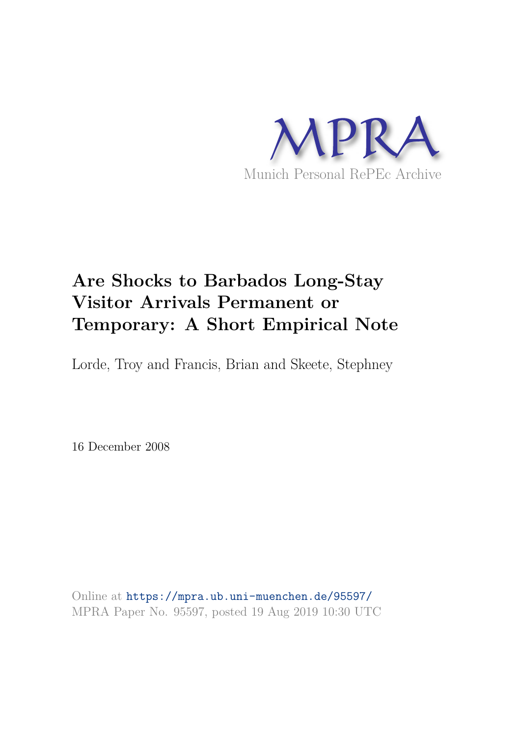MPRA

Munich Personal RePEc Archive

# Are Shocks to Barbados Long-Stay Visitor Arrivals Permanent or Temporary: A Short Empirical Note

Lorde, Troy and Francis, Brian and Skeete, Stephney

16 December 2008

Online at https://mpra.ub.uni-muenchen.de/95597/

MPRA Paper No. 95597, posted 19 Aug 2019 10:30 UTC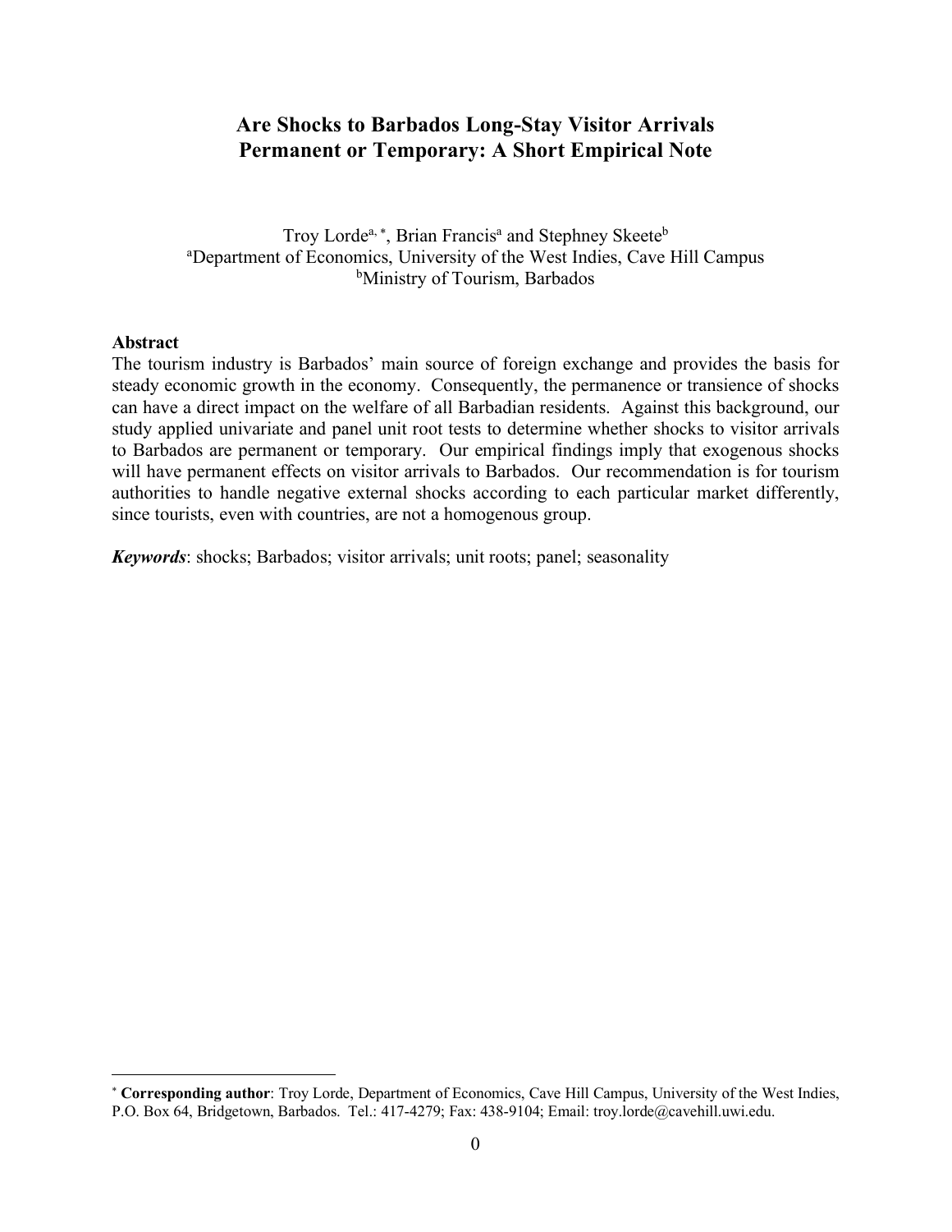# Are Shocks to Barbados Long-Stay Visitor Arrivals Permanent or Temporary: A Short Empirical Note

Troy Lorde[a, *], Brian Francis[a] and Stephney Skeete[b]

[a]Department of Economics, University of the West Indies, Cave Hill Campus

[b]Ministry of Tourism, Barbados

**Abstract**

The tourism industry is Barbados' main source of foreign exchange and provides the basis for steady economic growth in the economy. Consequently, the permanence or transience of shocks can have a direct impact on the welfare of all Barbadian residents. Against this background, our study applied univariate and panel unit root tests to determine whether shocks to visitor arrivals to Barbados are permanent or temporary. Our empirical findings imply that exogenous shocks will have permanent effects on visitor arrivals to Barbados. Our recommendation is for tourism authorities to handle negative external shocks according to each particular market differently, since tourists, even with countries, are not a homogenous group.

***Keywords***: shocks; Barbados; visitor arrivals; unit roots; panel; seasonality

---

[*] **Corresponding author**: Troy Lorde, Department of Economics, Cave Hill Campus, University of the West Indies, P.O. Box 64, Bridgetown, Barbados. Tel.: 417-4279; Fax: 438-9104; Email: troy.lorde@cavehill.uwi.edu.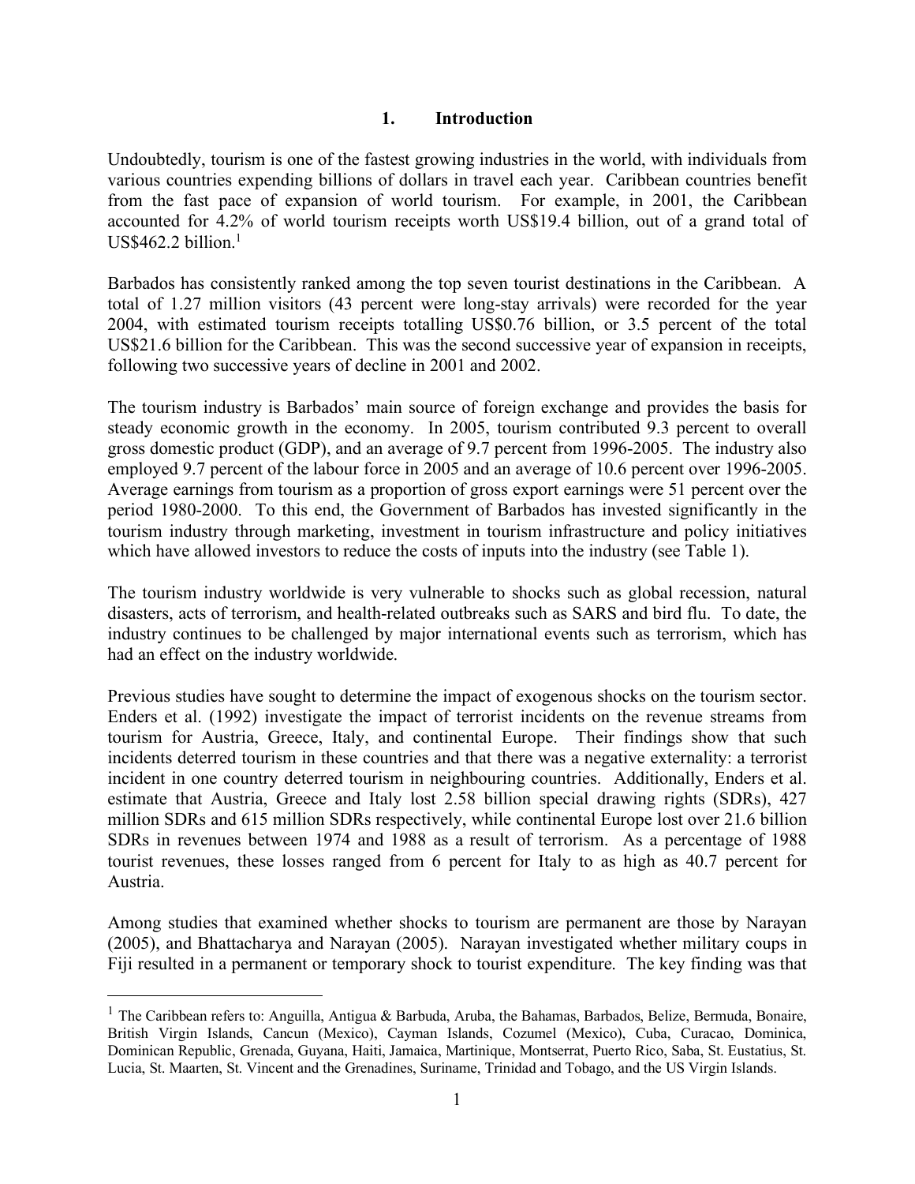## 1. Introduction

Undoubtedly, tourism is one of the fastest growing industries in the world, with individuals from various countries expending billions of dollars in travel each year. Caribbean countries benefit from the fast pace of expansion of world tourism. For example, in 2001, the Caribbean accounted for 4.2% of world tourism receipts worth US$19.4 billion, out of a grand total of US$462.2 billion.[1]

Barbados has consistently ranked among the top seven tourist destinations in the Caribbean. A total of 1.27 million visitors (43 percent were long-stay arrivals) were recorded for the year 2004, with estimated tourism receipts totalling US$0.76 billion, or 3.5 percent of the total US$21.6 billion for the Caribbean. This was the second successive year of expansion in receipts, following two successive years of decline in 2001 and 2002.

The tourism industry is Barbados' main source of foreign exchange and provides the basis for steady economic growth in the economy. In 2005, tourism contributed 9.3 percent to overall gross domestic product (GDP), and an average of 9.7 percent from 1996-2005. The industry also employed 9.7 percent of the labour force in 2005 and an average of 10.6 percent over 1996-2005. Average earnings from tourism as a proportion of gross export earnings were 51 percent over the period 1980-2000. To this end, the Government of Barbados has invested significantly in the tourism industry through marketing, investment in tourism infrastructure and policy initiatives which have allowed investors to reduce the costs of inputs into the industry (see Table 1).

The tourism industry worldwide is very vulnerable to shocks such as global recession, natural disasters, acts of terrorism, and health-related outbreaks such as SARS and bird flu. To date, the industry continues to be challenged by major international events such as terrorism, which has had an effect on the industry worldwide.

Previous studies have sought to determine the impact of exogenous shocks on the tourism sector. Enders et al. (1992) investigate the impact of terrorist incidents on the revenue streams from tourism for Austria, Greece, Italy, and continental Europe. Their findings show that such incidents deterred tourism in these countries and that there was a negative externality: a terrorist incident in one country deterred tourism in neighbouring countries. Additionally, Enders et al. estimate that Austria, Greece and Italy lost 2.58 billion special drawing rights (SDRs), 427 million SDRs and 615 million SDRs respectively, while continental Europe lost over 21.6 billion SDRs in revenues between 1974 and 1988 as a result of terrorism. As a percentage of 1988 tourist revenues, these losses ranged from 6 percent for Italy to as high as 40.7 percent for Austria.

Among studies that examined whether shocks to tourism are permanent are those by Narayan (2005), and Bhattacharya and Narayan (2005). Narayan investigated whether military coups in Fiji resulted in a permanent or temporary shock to tourist expenditure. The key finding was that

[1] The Caribbean refers to: Anguilla, Antigua & Barbuda, Aruba, the Bahamas, Barbados, Belize, Bermuda, Bonaire, British Virgin Islands, Cancun (Mexico), Cayman Islands, Cozumel (Mexico), Cuba, Curacao, Dominica, Dominican Republic, Grenada, Guyana, Haiti, Jamaica, Martinique, Montserrat, Puerto Rico, Saba, St. Eustatius, St. Lucia, St. Maarten, St. Vincent and the Grenadines, Suriname, Trinidad and Tobago, and the US Virgin Islands.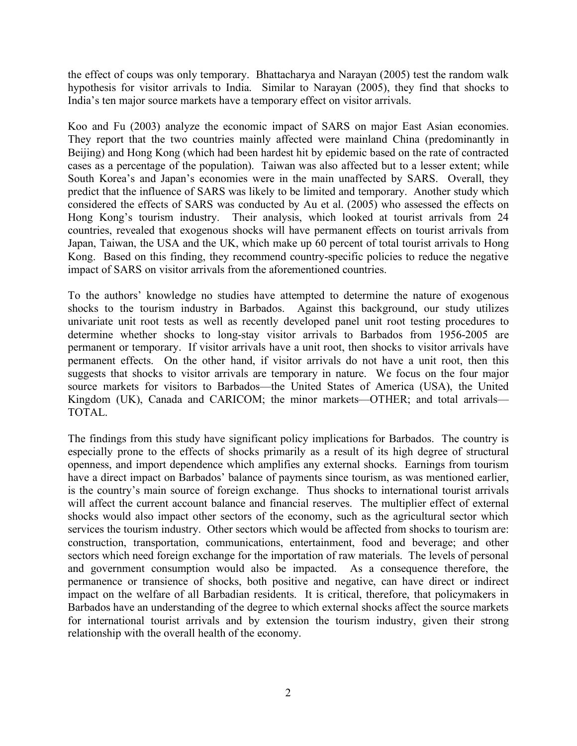the effect of coups was only temporary. Bhattacharya and Narayan (2005) test the random walk hypothesis for visitor arrivals to India. Similar to Narayan (2005), they find that shocks to India's ten major source markets have a temporary effect on visitor arrivals.

Koo and Fu (2003) analyze the economic impact of SARS on major East Asian economies. They report that the two countries mainly affected were mainland China (predominantly in Beijing) and Hong Kong (which had been hardest hit by epidemic based on the rate of contracted cases as a percentage of the population). Taiwan was also affected but to a lesser extent; while South Korea's and Japan's economies were in the main unaffected by SARS. Overall, they predict that the influence of SARS was likely to be limited and temporary. Another study which considered the effects of SARS was conducted by Au et al. (2005) who assessed the effects on Hong Kong's tourism industry. Their analysis, which looked at tourist arrivals from 24 countries, revealed that exogenous shocks will have permanent effects on tourist arrivals from Japan, Taiwan, the USA and the UK, which make up 60 percent of total tourist arrivals to Hong Kong. Based on this finding, they recommend country-specific policies to reduce the negative impact of SARS on visitor arrivals from the aforementioned countries.

To the authors' knowledge no studies have attempted to determine the nature of exogenous shocks to the tourism industry in Barbados. Against this background, our study utilizes univariate unit root tests as well as recently developed panel unit root testing procedures to determine whether shocks to long-stay visitor arrivals to Barbados from 1956-2005 are permanent or temporary. If visitor arrivals have a unit root, then shocks to visitor arrivals have permanent effects. On the other hand, if visitor arrivals do not have a unit root, then this suggests that shocks to visitor arrivals are temporary in nature. We focus on the four major source markets for visitors to Barbados—the United States of America (USA), the United Kingdom (UK), Canada and CARICOM; the minor markets—OTHER; and total arrivals—TOTAL.

The findings from this study have significant policy implications for Barbados. The country is especially prone to the effects of shocks primarily as a result of its high degree of structural openness, and import dependence which amplifies any external shocks. Earnings from tourism have a direct impact on Barbados' balance of payments since tourism, as was mentioned earlier, is the country's main source of foreign exchange. Thus shocks to international tourist arrivals will affect the current account balance and financial reserves. The multiplier effect of external shocks would also impact other sectors of the economy, such as the agricultural sector which services the tourism industry. Other sectors which would be affected from shocks to tourism are: construction, transportation, communications, entertainment, food and beverage; and other sectors which need foreign exchange for the importation of raw materials. The levels of personal and government consumption would also be impacted. As a consequence therefore, the permanence or transience of shocks, both positive and negative, can have direct or indirect impact on the welfare of all Barbadian residents. It is critical, therefore, that policymakers in Barbados have an understanding of the degree to which external shocks affect the source markets for international tourist arrivals and by extension the tourism industry, given their strong relationship with the overall health of the economy.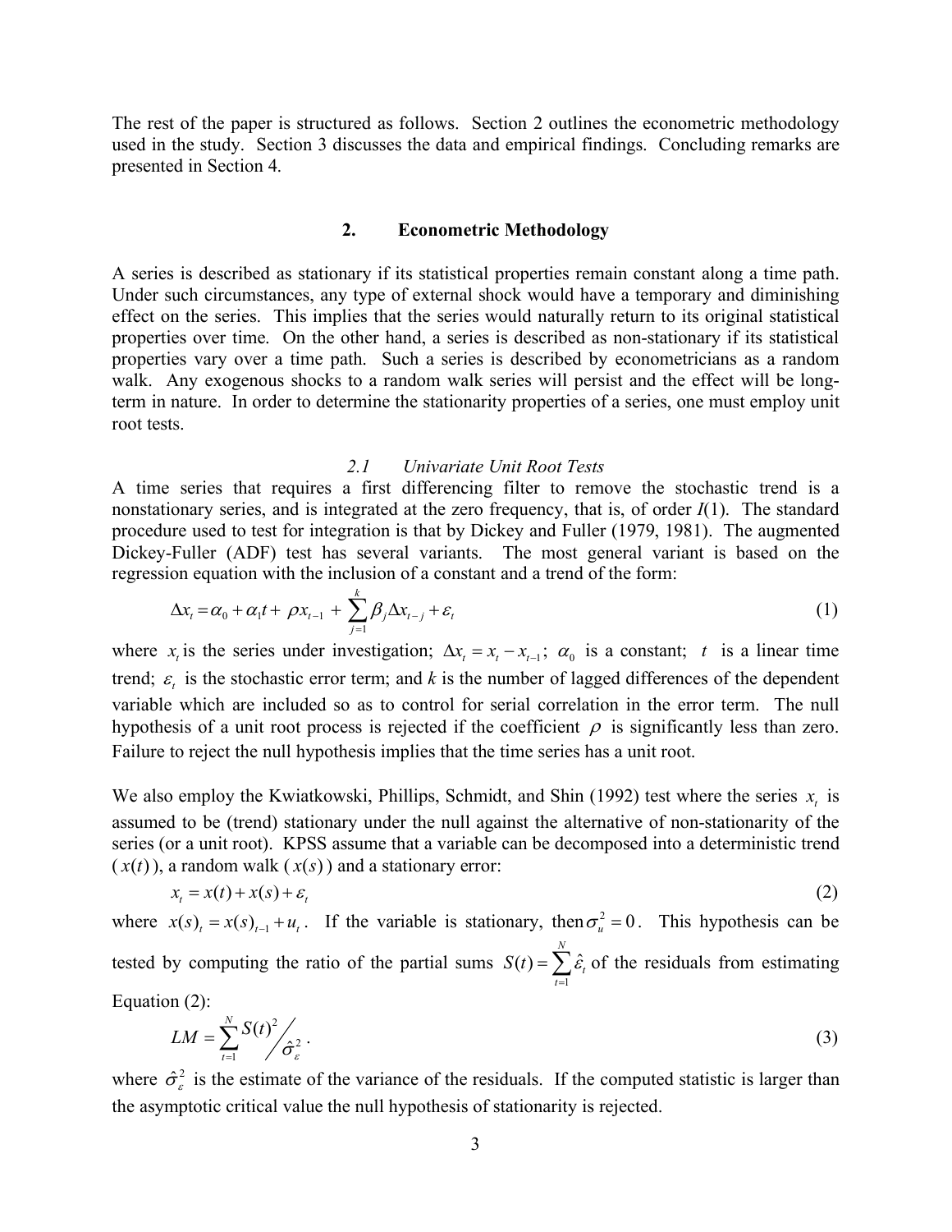The rest of the paper is structured as follows. Section 2 outlines the econometric methodology used in the study. Section 3 discusses the data and empirical findings. Concluding remarks are presented in Section 4.

## 2. Econometric Methodology

A series is described as stationary if its statistical properties remain constant along a time path. Under such circumstances, any type of external shock would have a temporary and diminishing effect on the series. This implies that the series would naturally return to its original statistical properties over time. On the other hand, a series is described as non-stationary if its statistical properties vary over a time path. Such a series is described by econometricians as a random walk. Any exogenous shocks to a random walk series will persist and the effect will be long-term in nature. In order to determine the stationarity properties of a series, one must employ unit root tests.

### *2.1 Univariate Unit Root Tests*

A time series that requires a first differencing filter to remove the stochastic trend is a nonstationary series, and is integrated at the zero frequency, that is, of order *I*(1). The standard procedure used to test for integration is that by Dickey and Fuller (1979, 1981). The augmented Dickey-Fuller (ADF) test has several variants. The most general variant is based on the regression equation with the inclusion of a constant and a trend of the form:

$$\Delta x_t = \alpha_0 + \alpha_1 t + \rho x_{t-1} + \sum_{j=1}^{k} \beta_j \Delta x_{t-j} + \varepsilon_t \tag{1}$$

where $x_t$ is the series under investigation; $\Delta x_t = x_t - x_{t-1}$; $\alpha_0$ is a constant; $t$ is a linear time trend; $\varepsilon_t$ is the stochastic error term; and *k* is the number of lagged differences of the dependent variable which are included so as to control for serial correlation in the error term. The null hypothesis of a unit root process is rejected if the coefficient $\rho$ is significantly less than zero. Failure to reject the null hypothesis implies that the time series has a unit root.

We also employ the Kwiatkowski, Phillips, Schmidt, and Shin (1992) test where the series $x_t$ is assumed to be (trend) stationary under the null against the alternative of non-stationarity of the series (or a unit root). KPSS assume that a variable can be decomposed into a deterministic trend ($x(t)$), a random walk ($x(s)$) and a stationary error:

$$x_t = x(t) + x(s) + \varepsilon_t \tag{2}$$

where $x(s)_t = x(s)_{t-1} + u_t$. If the variable is stationary, then $\sigma_u^2 = 0$. This hypothesis can be tested by computing the ratio of the partial sums $S(t) = \sum_{t=1}^{N} \hat{\varepsilon}_t$ of the residuals from estimating Equation (2):

$$LM = \sum_{t=1}^{N} S(t)^2 \Big/ \hat{\sigma}_\varepsilon^2 \, . \tag{3}$$

where $\hat{\sigma}_\varepsilon^2$ is the estimate of the variance of the residuals. If the computed statistic is larger than the asymptotic critical value the null hypothesis of stationarity is rejected.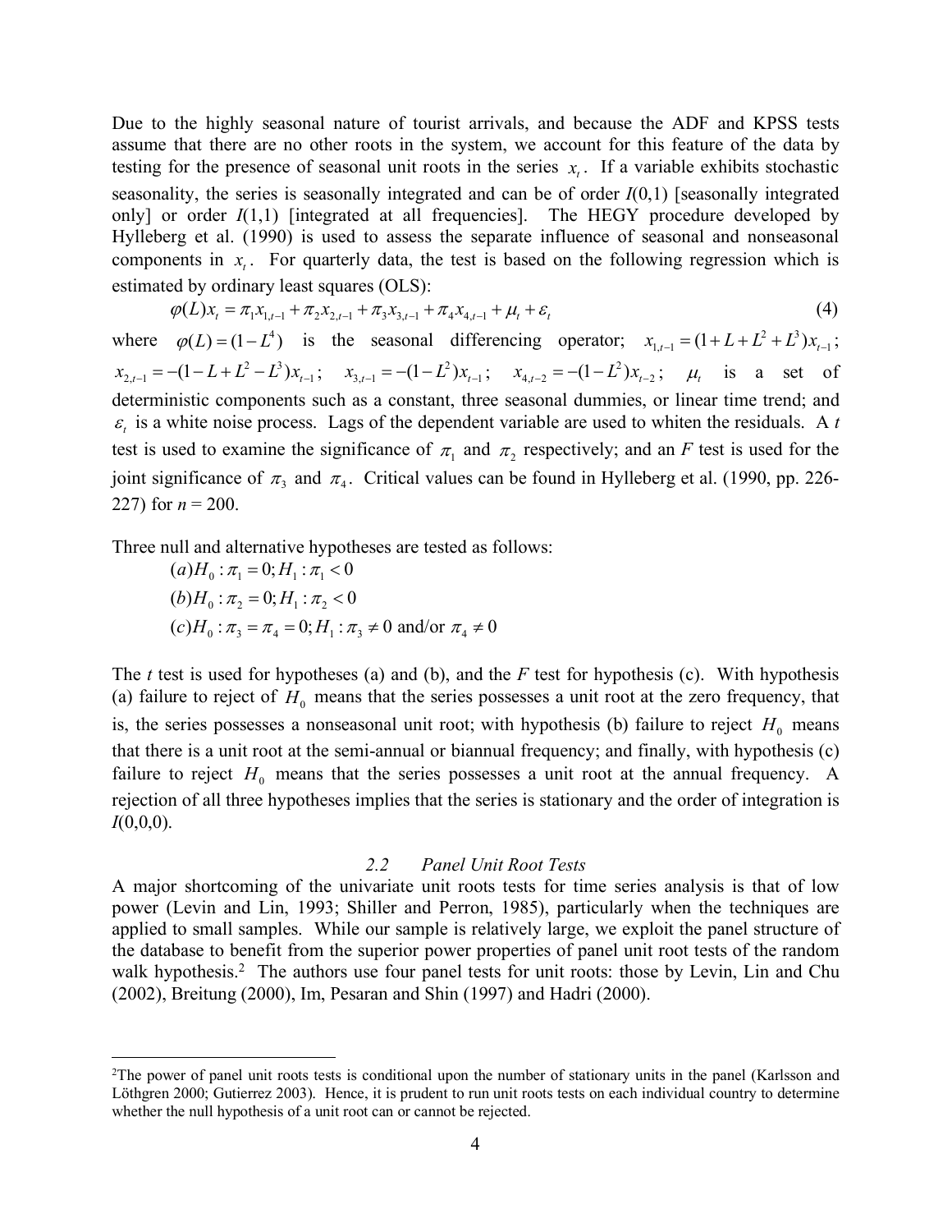Due to the highly seasonal nature of tourist arrivals, and because the ADF and KPSS tests assume that there are no other roots in the system, we account for this feature of the data by testing for the presence of seasonal unit roots in the series $x_t$. If a variable exhibits stochastic seasonality, the series is seasonally integrated and can be of order $I(0,1)$ [seasonally integrated only] or order $I(1,1)$ [integrated at all frequencies]. The HEGY procedure developed by Hylleberg et al. (1990) is used to assess the separate influence of seasonal and nonseasonal components in $x_t$. For quarterly data, the test is based on the following regression which is estimated by ordinary least squares (OLS):

$$\varphi(L)x_t = \pi_1 x_{1,t-1} + \pi_2 x_{2,t-1} + \pi_3 x_{3,t-1} + \pi_4 x_{4,t-1} + \mu_t + \varepsilon_t \tag{4}$$

where $\varphi(L) = (1 - L^4)$ is the seasonal differencing operator; $x_{1,t-1} = (1 + L + L^2 + L^3)x_{t-1}$; $x_{2,t-1} = -(1 - L + L^2 - L^3)x_{t-1}$; $x_{3,t-1} = -(1 - L^2)x_{t-1}$; $x_{4,t-2} = -(1 - L^2)x_{t-2}$; $\mu_t$ is a set of deterministic components such as a constant, three seasonal dummies, or linear time trend; and $\varepsilon_t$ is a white noise process. Lags of the dependent variable are used to whiten the residuals. A *t* test is used to examine the significance of $\pi_1$ and $\pi_2$ respectively; and an *F* test is used for the joint significance of $\pi_3$ and $\pi_4$. Critical values can be found in Hylleberg et al. (1990, pp. 226-227) for *n* = 200.

Three null and alternative hypotheses are tested as follows:

$(a) H_0 : \pi_1 = 0; H_1 : \pi_1 < 0$

$(b) H_0 : \pi_2 = 0; H_1 : \pi_2 < 0$

$(c) H_0 : \pi_3 = \pi_4 = 0; H_1 : \pi_3 \neq 0$ and/or $\pi_4 \neq 0$

The *t* test is used for hypotheses (a) and (b), and the *F* test for hypothesis (c). With hypothesis (a) failure to reject of $H_0$ means that the series possesses a unit root at the zero frequency, that is, the series possesses a nonseasonal unit root; with hypothesis (b) failure to reject $H_0$ means that there is a unit root at the semi-annual or biannual frequency; and finally, with hypothesis (c) failure to reject $H_0$ means that the series possesses a unit root at the annual frequency. A rejection of all three hypotheses implies that the series is stationary and the order of integration is $I(0,0,0)$.

### 2.2 *Panel Unit Root Tests*

A major shortcoming of the univariate unit roots tests for time series analysis is that of low power (Levin and Lin, 1993; Shiller and Perron, 1985), particularly when the techniques are applied to small samples. While our sample is relatively large, we exploit the panel structure of the database to benefit from the superior power properties of panel unit root tests of the random walk hypothesis.[2] The authors use four panel tests for unit roots: those by Levin, Lin and Chu (2002), Breitung (2000), Im, Pesaran and Shin (1997) and Hadri (2000).

---

[2]The power of panel unit roots tests is conditional upon the number of stationary units in the panel (Karlsson and Löthgren 2000; Gutierrez 2003). Hence, it is prudent to run unit roots tests on each individual country to determine whether the null hypothesis of a unit root can or cannot be rejected.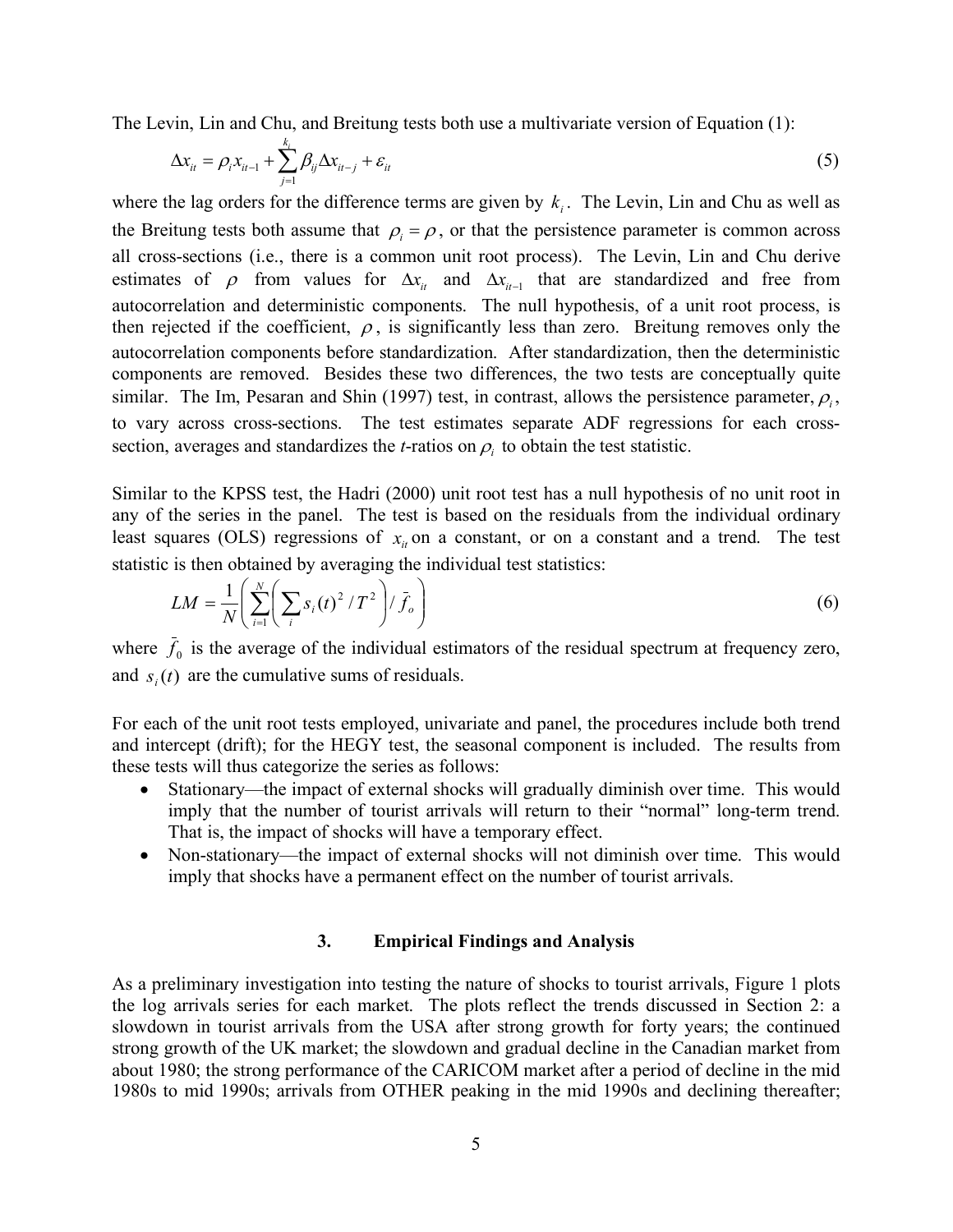The Levin, Lin and Chu, and Breitung tests both use a multivariate version of Equation (1):

$$\Delta x_{it} = \rho_i x_{it-1} + \sum_{j=1}^{k_i} \beta_{ij} \Delta x_{it-j} + \varepsilon_{it} \tag{5}$$

where the lag orders for the difference terms are given by $k_i$. The Levin, Lin and Chu as well as the Breitung tests both assume that $\rho_i = \rho$, or that the persistence parameter is common across all cross-sections (i.e., there is a common unit root process). The Levin, Lin and Chu derive estimates of $\rho$ from values for $\Delta x_{it}$ and $\Delta x_{it-1}$ that are standardized and free from autocorrelation and deterministic components. The null hypothesis, of a unit root process, is then rejected if the coefficient, $\rho$, is significantly less than zero. Breitung removes only the autocorrelation components before standardization. After standardization, then the deterministic components are removed. Besides these two differences, the two tests are conceptually quite similar. The Im, Pesaran and Shin (1997) test, in contrast, allows the persistence parameter, $\rho_i$, to vary across cross-sections. The test estimates separate ADF regressions for each cross-section, averages and standardizes the *t*-ratios on $\rho_i$ to obtain the test statistic.

Similar to the KPSS test, the Hadri (2000) unit root test has a null hypothesis of no unit root in any of the series in the panel. The test is based on the residuals from the individual ordinary least squares (OLS) regressions of $x_{it}$ on a constant, or on a constant and a trend. The test statistic is then obtained by averaging the individual test statistics:

$$LM = \frac{1}{N}\left( \sum_{i=1}^{N} \left( \sum_{i} s_i(t)^2 / T^2 \right) / \bar{f}_o \right) \tag{6}$$

where $\bar{f}_0$ is the average of the individual estimators of the residual spectrum at frequency zero, and $s_i(t)$ are the cumulative sums of residuals.

For each of the unit root tests employed, univariate and panel, the procedures include both trend and intercept (drift); for the HEGY test, the seasonal component is included. The results from these tests will thus categorize the series as follows:

- Stationary—the impact of external shocks will gradually diminish over time. This would imply that the number of tourist arrivals will return to their "normal" long-term trend. That is, the impact of shocks will have a temporary effect.
- Non-stationary—the impact of external shocks will not diminish over time. This would imply that shocks have a permanent effect on the number of tourist arrivals.

## 3. Empirical Findings and Analysis

As a preliminary investigation into testing the nature of shocks to tourist arrivals, Figure 1 plots the log arrivals series for each market. The plots reflect the trends discussed in Section 2: a slowdown in tourist arrivals from the USA after strong growth for forty years; the continued strong growth of the UK market; the slowdown and gradual decline in the Canadian market from about 1980; the strong performance of the CARICOM market after a period of decline in the mid 1980s to mid 1990s; arrivals from OTHER peaking in the mid 1990s and declining thereafter;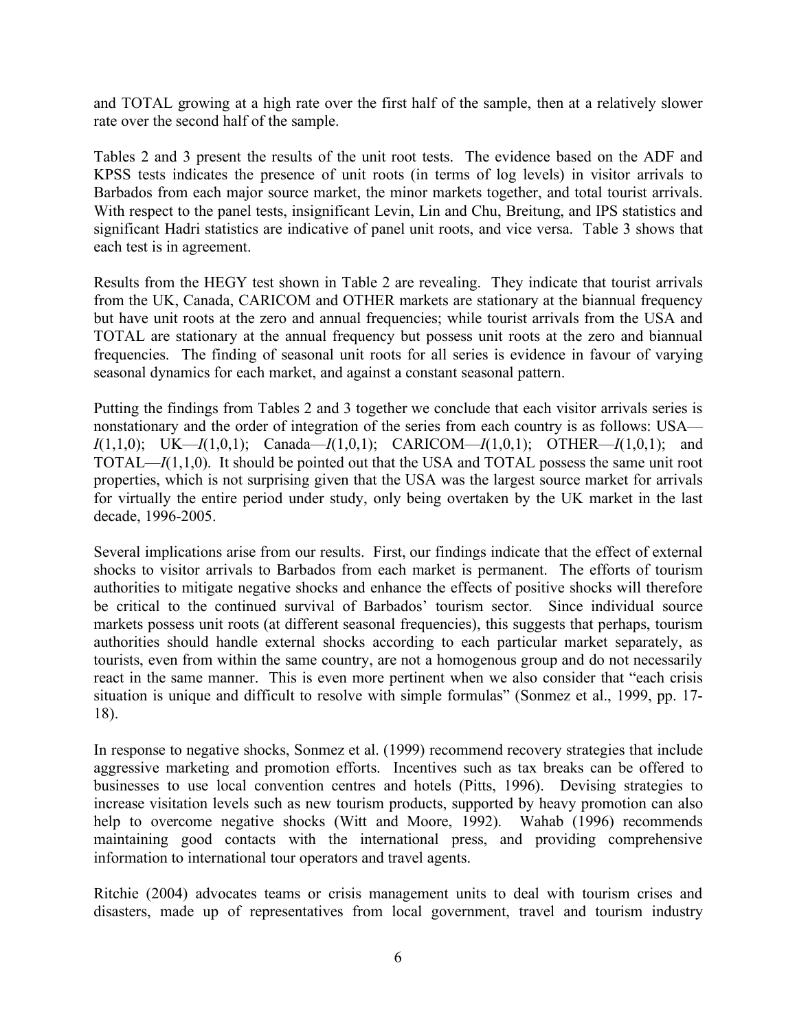and TOTAL growing at a high rate over the first half of the sample, then at a relatively slower rate over the second half of the sample.

Tables 2 and 3 present the results of the unit root tests. The evidence based on the ADF and KPSS tests indicates the presence of unit roots (in terms of log levels) in visitor arrivals to Barbados from each major source market, the minor markets together, and total tourist arrivals. With respect to the panel tests, insignificant Levin, Lin and Chu, Breitung, and IPS statistics and significant Hadri statistics are indicative of panel unit roots, and vice versa. Table 3 shows that each test is in agreement.

Results from the HEGY test shown in Table 2 are revealing. They indicate that tourist arrivals from the UK, Canada, CARICOM and OTHER markets are stationary at the biannual frequency but have unit roots at the zero and annual frequencies; while tourist arrivals from the USA and TOTAL are stationary at the annual frequency but possess unit roots at the zero and biannual frequencies. The finding of seasonal unit roots for all series is evidence in favour of varying seasonal dynamics for each market, and against a constant seasonal pattern.

Putting the findings from Tables 2 and 3 together we conclude that each visitor arrivals series is nonstationary and the order of integration of the series from each country is as follows: USA—*I*(1,1,0); UK—*I*(1,0,1); Canada—*I*(1,0,1); CARICOM—*I*(1,0,1); OTHER—*I*(1,0,1); and TOTAL—*I*(1,1,0). It should be pointed out that the USA and TOTAL possess the same unit root properties, which is not surprising given that the USA was the largest source market for arrivals for virtually the entire period under study, only being overtaken by the UK market in the last decade, 1996-2005.

Several implications arise from our results. First, our findings indicate that the effect of external shocks to visitor arrivals to Barbados from each market is permanent. The efforts of tourism authorities to mitigate negative shocks and enhance the effects of positive shocks will therefore be critical to the continued survival of Barbados' tourism sector. Since individual source markets possess unit roots (at different seasonal frequencies), this suggests that perhaps, tourism authorities should handle external shocks according to each particular market separately, as tourists, even from within the same country, are not a homogenous group and do not necessarily react in the same manner. This is even more pertinent when we also consider that "each crisis situation is unique and difficult to resolve with simple formulas" (Sonmez et al., 1999, pp. 17-18).

In response to negative shocks, Sonmez et al. (1999) recommend recovery strategies that include aggressive marketing and promotion efforts. Incentives such as tax breaks can be offered to businesses to use local convention centres and hotels (Pitts, 1996). Devising strategies to increase visitation levels such as new tourism products, supported by heavy promotion can also help to overcome negative shocks (Witt and Moore, 1992). Wahab (1996) recommends maintaining good contacts with the international press, and providing comprehensive information to international tour operators and travel agents.

Ritchie (2004) advocates teams or crisis management units to deal with tourism crises and disasters, made up of representatives from local government, travel and tourism industry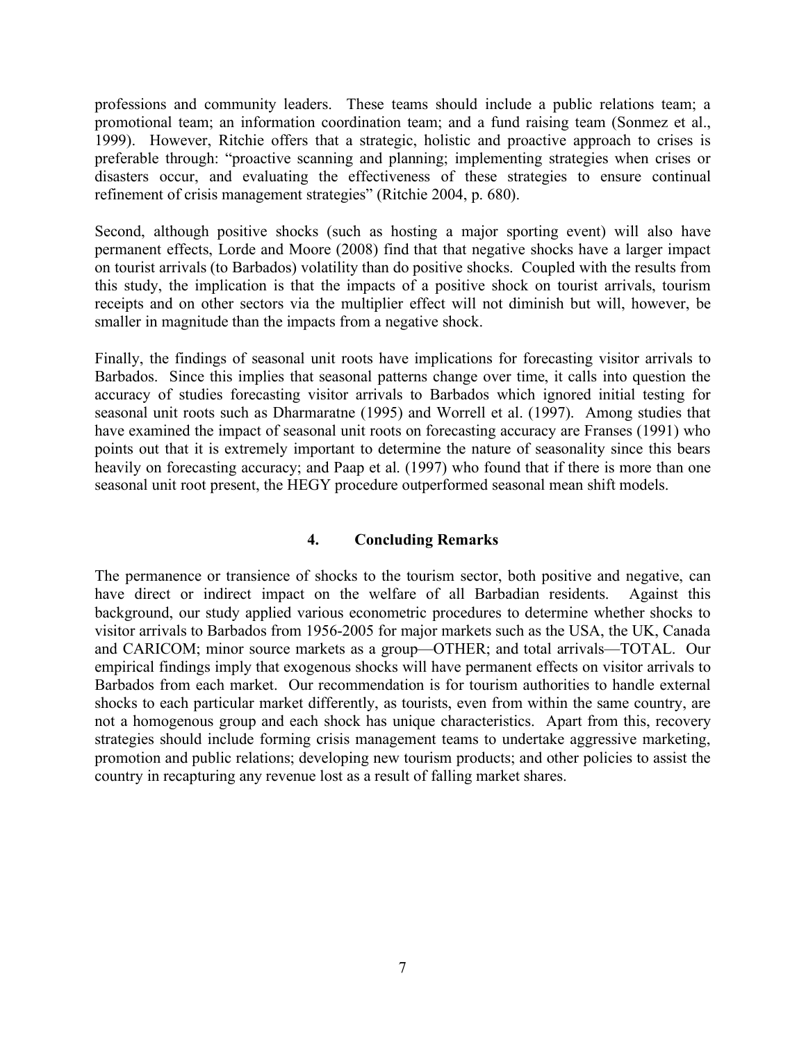professions and community leaders. These teams should include a public relations team; a promotional team; an information coordination team; and a fund raising team (Sonmez et al., 1999). However, Ritchie offers that a strategic, holistic and proactive approach to crises is preferable through: "proactive scanning and planning; implementing strategies when crises or disasters occur, and evaluating the effectiveness of these strategies to ensure continual refinement of crisis management strategies" (Ritchie 2004, p. 680).

Second, although positive shocks (such as hosting a major sporting event) will also have permanent effects, Lorde and Moore (2008) find that that negative shocks have a larger impact on tourist arrivals (to Barbados) volatility than do positive shocks. Coupled with the results from this study, the implication is that the impacts of a positive shock on tourist arrivals, tourism receipts and on other sectors via the multiplier effect will not diminish but will, however, be smaller in magnitude than the impacts from a negative shock.

Finally, the findings of seasonal unit roots have implications for forecasting visitor arrivals to Barbados. Since this implies that seasonal patterns change over time, it calls into question the accuracy of studies forecasting visitor arrivals to Barbados which ignored initial testing for seasonal unit roots such as Dharmaratne (1995) and Worrell et al. (1997). Among studies that have examined the impact of seasonal unit roots on forecasting accuracy are Franses (1991) who points out that it is extremely important to determine the nature of seasonality since this bears heavily on forecasting accuracy; and Paap et al. (1997) who found that if there is more than one seasonal unit root present, the HEGY procedure outperformed seasonal mean shift models.

## 4. Concluding Remarks

The permanence or transience of shocks to the tourism sector, both positive and negative, can have direct or indirect impact on the welfare of all Barbadian residents. Against this background, our study applied various econometric procedures to determine whether shocks to visitor arrivals to Barbados from 1956-2005 for major markets such as the USA, the UK, Canada and CARICOM; minor source markets as a group—OTHER; and total arrivals—TOTAL. Our empirical findings imply that exogenous shocks will have permanent effects on visitor arrivals to Barbados from each market. Our recommendation is for tourism authorities to handle external shocks to each particular market differently, as tourists, even from within the same country, are not a homogenous group and each shock has unique characteristics. Apart from this, recovery strategies should include forming crisis management teams to undertake aggressive marketing, promotion and public relations; developing new tourism products; and other policies to assist the country in recapturing any revenue lost as a result of falling market shares.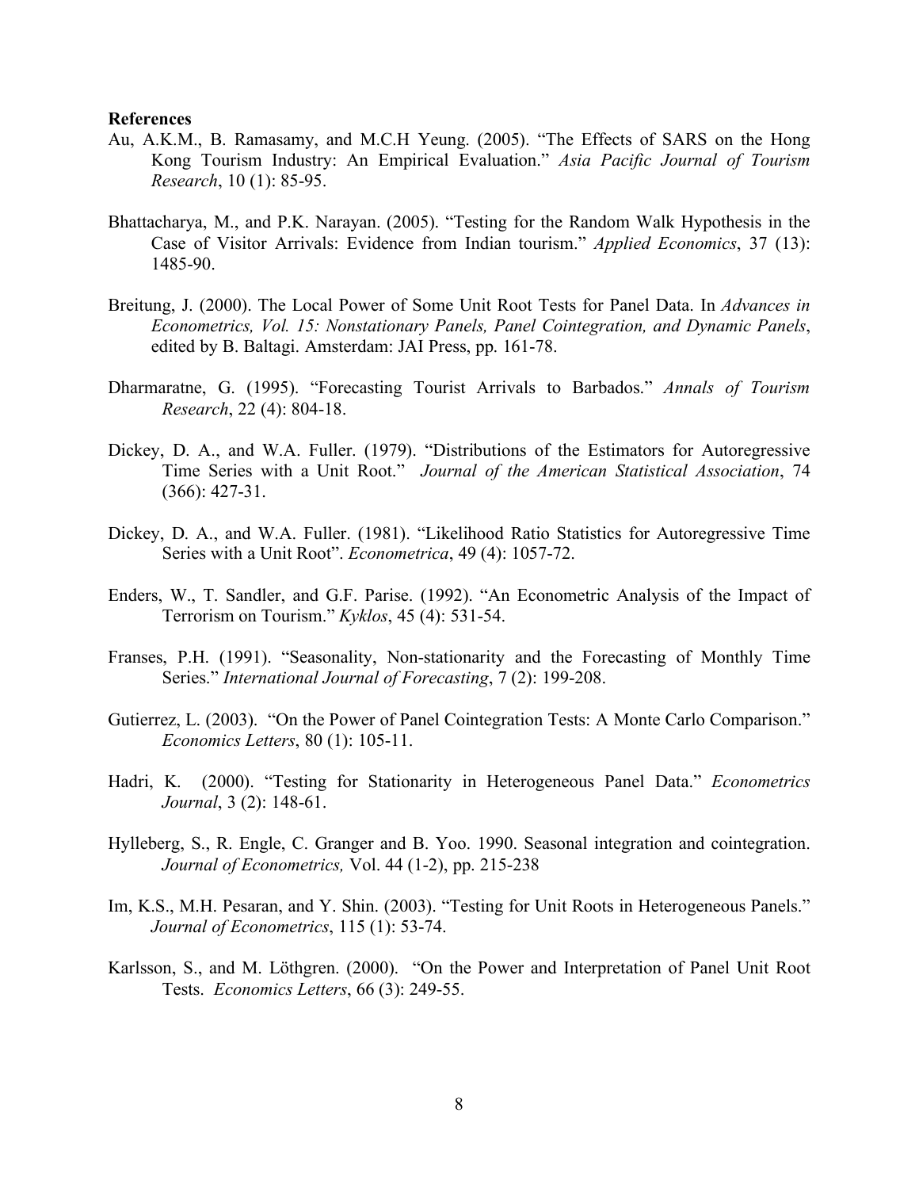**References**

Au, A.K.M., B. Ramasamy, and M.C.H Yeung. (2005). "The Effects of SARS on the Hong Kong Tourism Industry: An Empirical Evaluation." *Asia Pacific Journal of Tourism Research*, 10 (1): 85-95.

Bhattacharya, M., and P.K. Narayan. (2005). "Testing for the Random Walk Hypothesis in the Case of Visitor Arrivals: Evidence from Indian tourism." *Applied Economics*, 37 (13): 1485-90.

Breitung, J. (2000). The Local Power of Some Unit Root Tests for Panel Data. In *Advances in Econometrics, Vol. 15: Nonstationary Panels, Panel Cointegration, and Dynamic Panels*, edited by B. Baltagi. Amsterdam: JAI Press, pp. 161-78.

Dharmaratne, G. (1995). "Forecasting Tourist Arrivals to Barbados." *Annals of Tourism Research*, 22 (4): 804-18.

Dickey, D. A., and W.A. Fuller. (1979). "Distributions of the Estimators for Autoregressive Time Series with a Unit Root." *Journal of the American Statistical Association*, 74 (366): 427-31.

Dickey, D. A., and W.A. Fuller. (1981). "Likelihood Ratio Statistics for Autoregressive Time Series with a Unit Root". *Econometrica*, 49 (4): 1057-72.

Enders, W., T. Sandler, and G.F. Parise. (1992). "An Econometric Analysis of the Impact of Terrorism on Tourism." *Kyklos*, 45 (4): 531-54.

Franses, P.H. (1991). "Seasonality, Non-stationarity and the Forecasting of Monthly Time Series." *International Journal of Forecasting*, 7 (2): 199-208.

Gutierrez, L. (2003). "On the Power of Panel Cointegration Tests: A Monte Carlo Comparison." *Economics Letters*, 80 (1): 105-11.

Hadri, K. (2000). "Testing for Stationarity in Heterogeneous Panel Data." *Econometrics Journal*, 3 (2): 148-61.

Hylleberg, S., R. Engle, C. Granger and B. Yoo. 1990. Seasonal integration and cointegration. *Journal of Econometrics,* Vol. 44 (1-2), pp. 215-238

Im, K.S., M.H. Pesaran, and Y. Shin. (2003). "Testing for Unit Roots in Heterogeneous Panels." *Journal of Econometrics*, 115 (1): 53-74.

Karlsson, S., and M. Löthgren. (2000). "On the Power and Interpretation of Panel Unit Root Tests. *Economics Letters*, 66 (3): 249-55.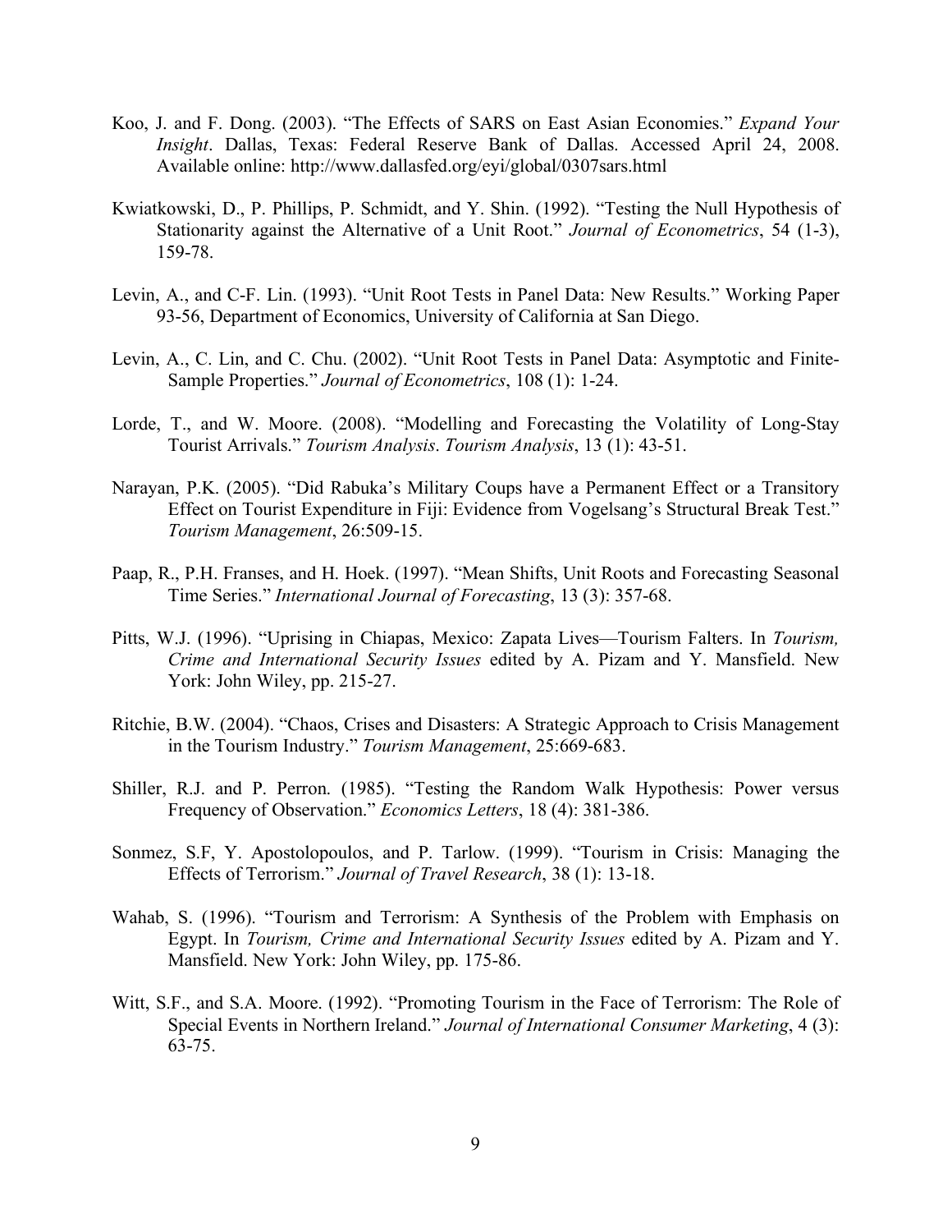Koo, J. and F. Dong. (2003). "The Effects of SARS on East Asian Economies." *Expand Your Insight*. Dallas, Texas: Federal Reserve Bank of Dallas. Accessed April 24, 2008. Available online: http://www.dallasfed.org/eyi/global/0307sars.html

Kwiatkowski, D., P. Phillips, P. Schmidt, and Y. Shin. (1992). "Testing the Null Hypothesis of Stationarity against the Alternative of a Unit Root." *Journal of Econometrics*, 54 (1-3), 159-78.

Levin, A., and C-F. Lin. (1993). "Unit Root Tests in Panel Data: New Results." Working Paper 93-56, Department of Economics, University of California at San Diego.

Levin, A., C. Lin, and C. Chu. (2002). "Unit Root Tests in Panel Data: Asymptotic and Finite-Sample Properties." *Journal of Econometrics*, 108 (1): 1-24.

Lorde, T., and W. Moore. (2008). "Modelling and Forecasting the Volatility of Long-Stay Tourist Arrivals." *Tourism Analysis*. *Tourism Analysis*, 13 (1): 43-51.

Narayan, P.K. (2005). "Did Rabuka's Military Coups have a Permanent Effect or a Transitory Effect on Tourist Expenditure in Fiji: Evidence from Vogelsang's Structural Break Test." *Tourism Management*, 26:509-15.

Paap, R., P.H. Franses, and H. Hoek. (1997). "Mean Shifts, Unit Roots and Forecasting Seasonal Time Series." *International Journal of Forecasting*, 13 (3): 357-68.

Pitts, W.J. (1996). "Uprising in Chiapas, Mexico: Zapata Lives—Tourism Falters. In *Tourism, Crime and International Security Issues* edited by A. Pizam and Y. Mansfield. New York: John Wiley, pp. 215-27.

Ritchie, B.W. (2004). "Chaos, Crises and Disasters: A Strategic Approach to Crisis Management in the Tourism Industry." *Tourism Management*, 25:669-683.

Shiller, R.J. and P. Perron. (1985). "Testing the Random Walk Hypothesis: Power versus Frequency of Observation." *Economics Letters*, 18 (4): 381-386.

Sonmez, S.F, Y. Apostolopoulos, and P. Tarlow. (1999). "Tourism in Crisis: Managing the Effects of Terrorism." *Journal of Travel Research*, 38 (1): 13-18.

Wahab, S. (1996). "Tourism and Terrorism: A Synthesis of the Problem with Emphasis on Egypt. In *Tourism, Crime and International Security Issues* edited by A. Pizam and Y. Mansfield. New York: John Wiley, pp. 175-86.

Witt, S.F., and S.A. Moore. (1992). "Promoting Tourism in the Face of Terrorism: The Role of Special Events in Northern Ireland." *Journal of International Consumer Marketing*, 4 (3): 63-75.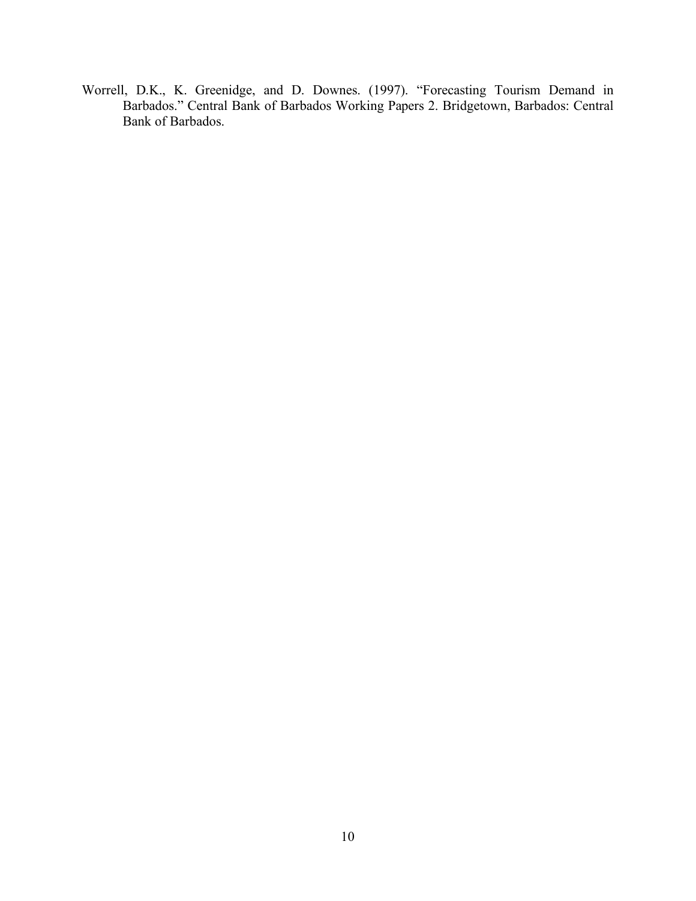Worrell, D.K., K. Greenidge, and D. Downes. (1997). "Forecasting Tourism Demand in Barbados." Central Bank of Barbados Working Papers 2. Bridgetown, Barbados: Central Bank of Barbados.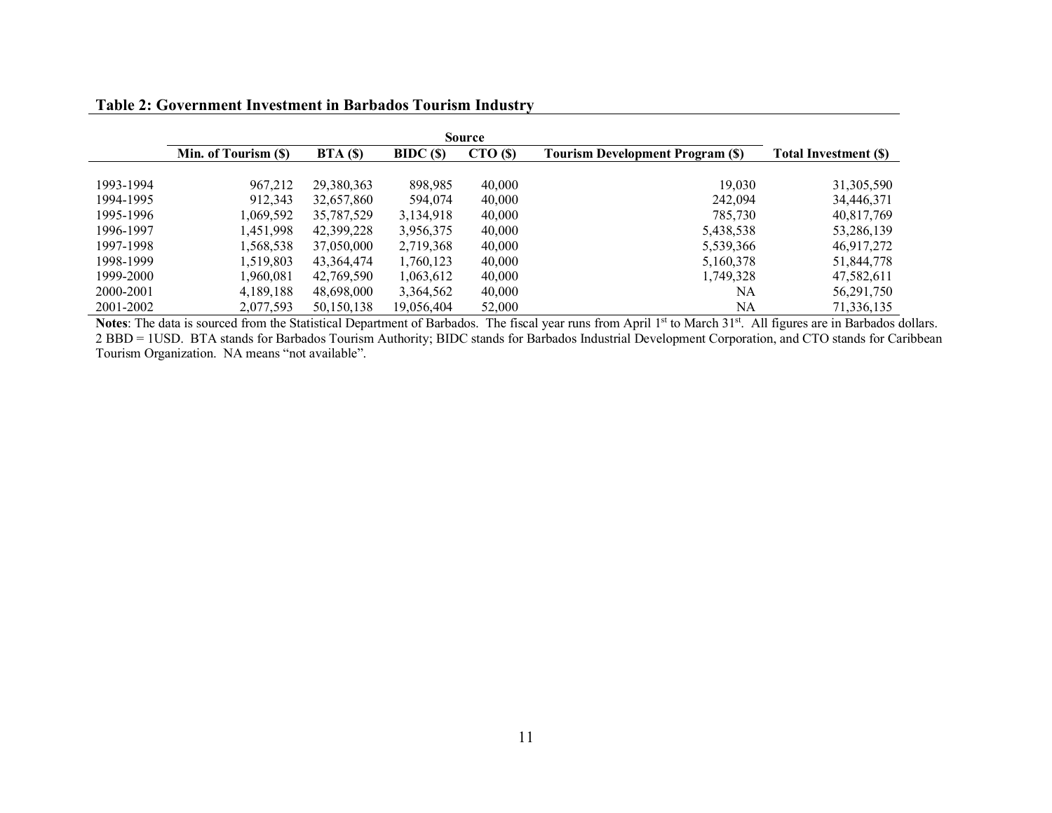**Table 2: Government Investment in Barbados Tourism Industry**

| | Source | | | | | |
|---|---|---|---|---|---|---|
| | Min. of Tourism ($) | BTA ($) | BIDC ($) | CTO ($) | Tourism Development Program ($) | Total Investment ($) |
| 1993-1994 | 967,212 | 29,380,363 | 898,985 | 40,000 | 19,030 | 31,305,590 |
| 1994-1995 | 912,343 | 32,657,860 | 594,074 | 40,000 | 242,094 | 34,446,371 |
| 1995-1996 | 1,069,592 | 35,787,529 | 3,134,918 | 40,000 | 785,730 | 40,817,769 |
| 1996-1997 | 1,451,998 | 42,399,228 | 3,956,375 | 40,000 | 5,438,538 | 53,286,139 |
| 1997-1998 | 1,568,538 | 37,050,000 | 2,719,368 | 40,000 | 5,539,366 | 46,917,272 |
| 1998-1999 | 1,519,803 | 43,364,474 | 1,760,123 | 40,000 | 5,160,378 | 51,844,778 |
| 1999-2000 | 1,960,081 | 42,769,590 | 1,063,612 | 40,000 | 1,749,328 | 47,582,611 |
| 2000-2001 | 4,189,188 | 48,698,000 | 3,364,562 | 40,000 | NA | 56,291,750 |
| 2001-2002 | 2,077,593 | 50,150,138 | 19,056,404 | 52,000 | NA | 71,336,135 |

**Notes**: The data is sourced from the Statistical Department of Barbados. The fiscal year runs from April 1st to March 31st. All figures are in Barbados dollars. 2 BBD = 1USD. BTA stands for Barbados Tourism Authority; BIDC stands for Barbados Industrial Development Corporation, and CTO stands for Caribbean Tourism Organization. NA means "not available".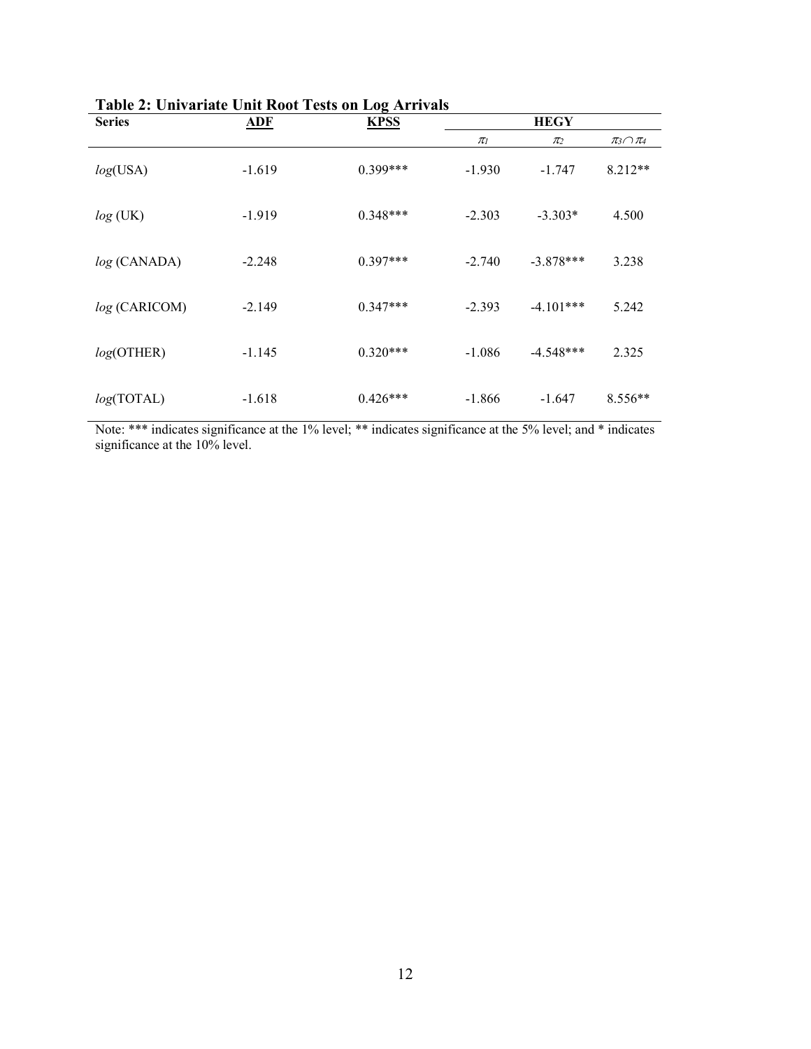**Table 2: Univariate Unit Root Tests on Log Arrivals**

| Series | ADF | KPSS | HEGY | | |
|---|---|---|---|---|---|
| | | | $\pi_1$ | $\pi_2$ | $\pi_3 \cap \pi_4$ |
| *log*(USA) | -1.619 | 0.399*** | -1.930 | -1.747 | 8.212** |
| *log* (UK) | -1.919 | 0.348*** | -2.303 | -3.303* | 4.500 |
| *log* (CANADA) | -2.248 | 0.397*** | -2.740 | -3.878*** | 3.238 |
| *log* (CARICOM) | -2.149 | 0.347*** | -2.393 | -4.101*** | 5.242 |
| *log*(OTHER) | -1.145 | 0.320*** | -1.086 | -4.548*** | 2.325 |
| *log*(TOTAL) | -1.618 | 0.426*** | -1.866 | -1.647 | 8.556** |

Note: *** indicates significance at the 1% level; ** indicates significance at the 5% level; and * indicates significance at the 10% level.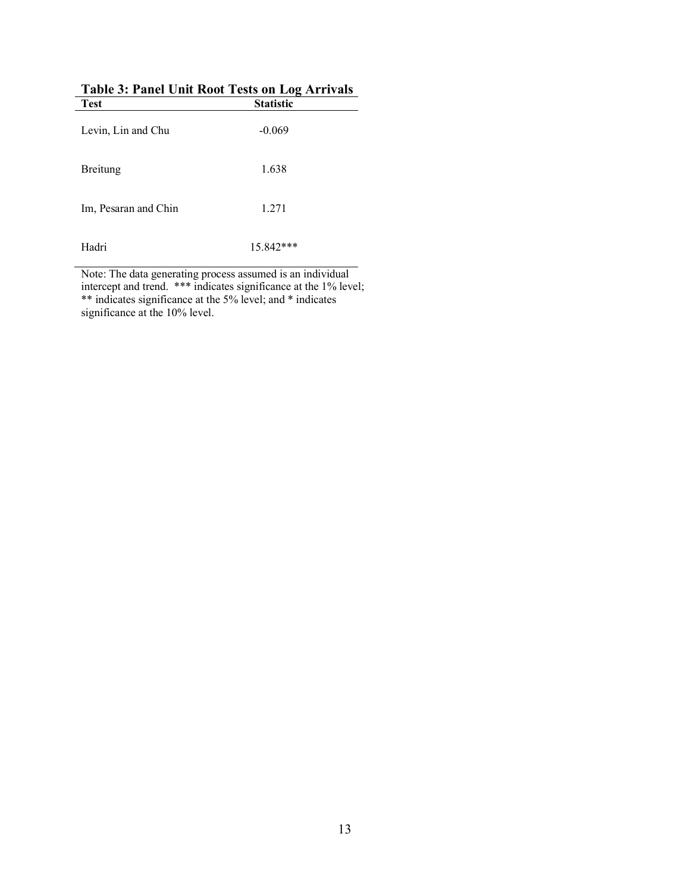**Table 3: Panel Unit Root Tests on Log Arrivals**

| Test | Statistic |
|---|---|
| Levin, Lin and Chu | -0.069 |
| Breitung | 1.638 |
| Im, Pesaran and Chin | 1.271 |
| Hadri | 15.842*** |

Note: The data generating process assumed is an individual intercept and trend. *** indicates significance at the 1% level; ** indicates significance at the 5% level; and * indicates significance at the 10% level.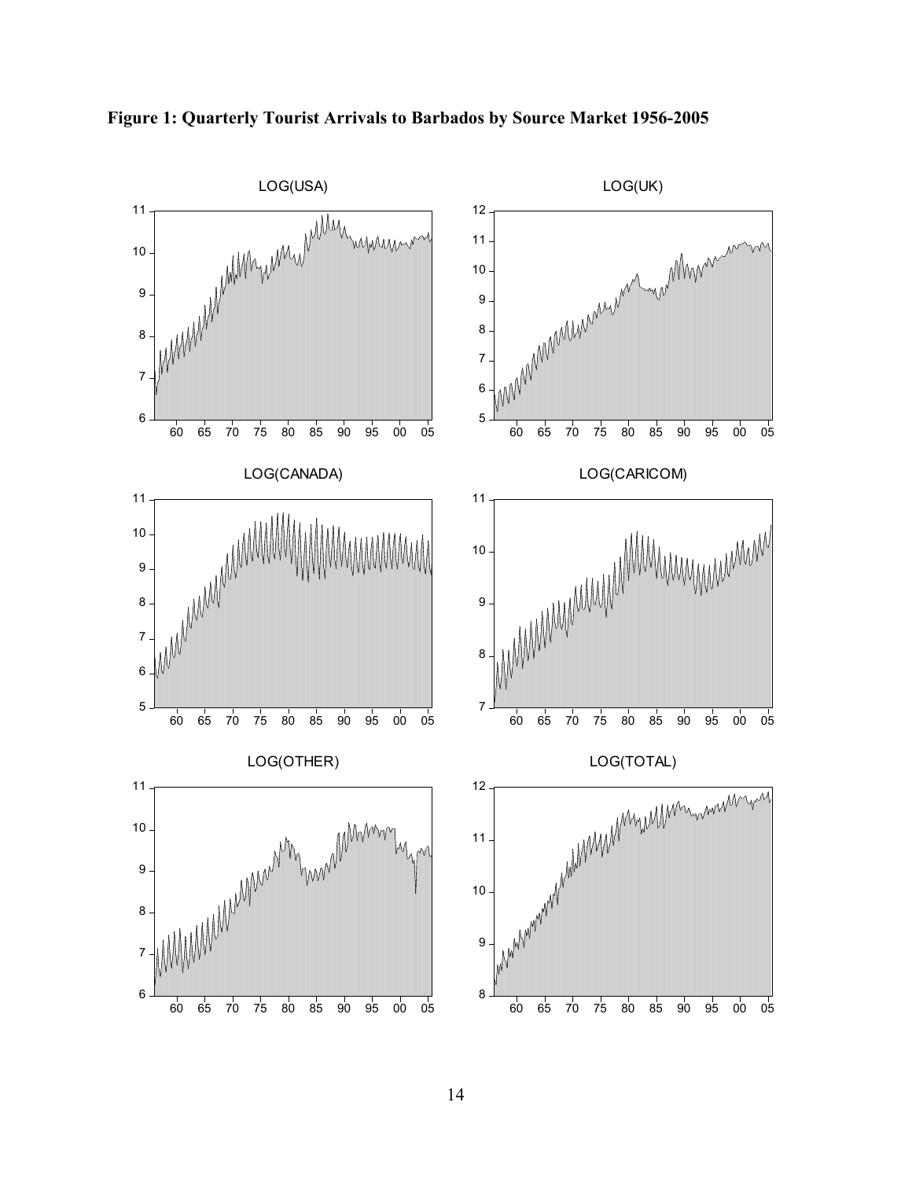**Figure 1: Quarterly Tourist Arrivals to Barbados by Source Market 1956-2005**

LOG(USA)

11
10
9
8
7
6

60 65 70 75 80 85 90 95 00 05

LOG(UK)

12
11
10
9
8
7
6
5

60 65 70 75 80 85 90 95 00 05

LOG(CANADA)

11
10
9
8
7
6
5

60 65 70 75 80 85 90 95 00 05

LOG(CARICOM)

11
10
9
8
7

60 65 70 75 80 85 90 95 00 05

LOG(OTHER)

11
10
9
8
7
6

60 65 70 75 80 85 90 95 00 05

LOG(TOTAL)

12
11
10
9
8

60 65 70 75 80 85 90 95 00 05